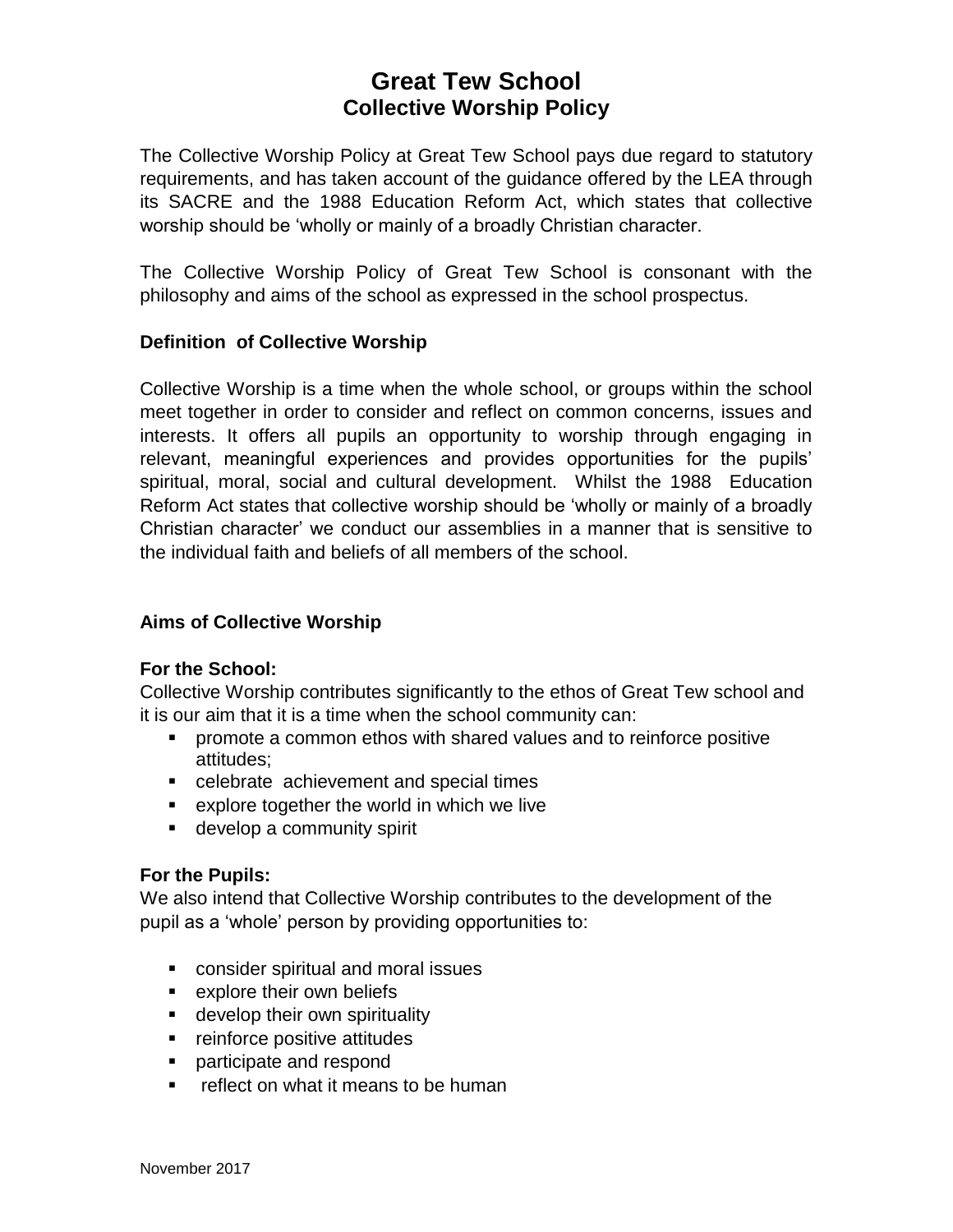# Great Tew School
## Collective Worship Policy

The Collective Worship Policy at Great Tew School pays due regard to statutory requirements, and has taken account of the guidance offered by the LEA through its SACRE and the 1988 Education Reform Act, which states that collective worship should be 'wholly or mainly of a broadly Christian character.

The Collective Worship Policy of Great Tew School is consonant with the philosophy and aims of the school as expressed in the school prospectus.

### Definition of Collective Worship

Collective Worship is a time when the whole school, or groups within the school meet together in order to consider and reflect on common concerns, issues and interests. It offers all pupils an opportunity to worship through engaging in relevant, meaningful experiences and provides opportunities for the pupils' spiritual, moral, social and cultural development. Whilst the 1988 Education Reform Act states that collective worship should be 'wholly or mainly of a broadly Christian character' we conduct our assemblies in a manner that is sensitive to the individual faith and beliefs of all members of the school.

### Aims of Collective Worship

**For the School:**

Collective Worship contributes significantly to the ethos of Great Tew school and it is our aim that it is a time when the school community can:

- promote a common ethos with shared values and to reinforce positive attitudes;
- celebrate achievement and special times
- explore together the world in which we live
- develop a community spirit

**For the Pupils:**

We also intend that Collective Worship contributes to the development of the pupil as a 'whole' person by providing opportunities to:

- consider spiritual and moral issues
- explore their own beliefs
- develop their own spirituality
- reinforce positive attitudes
- participate and respond
- reflect on what it means to be human

November 2017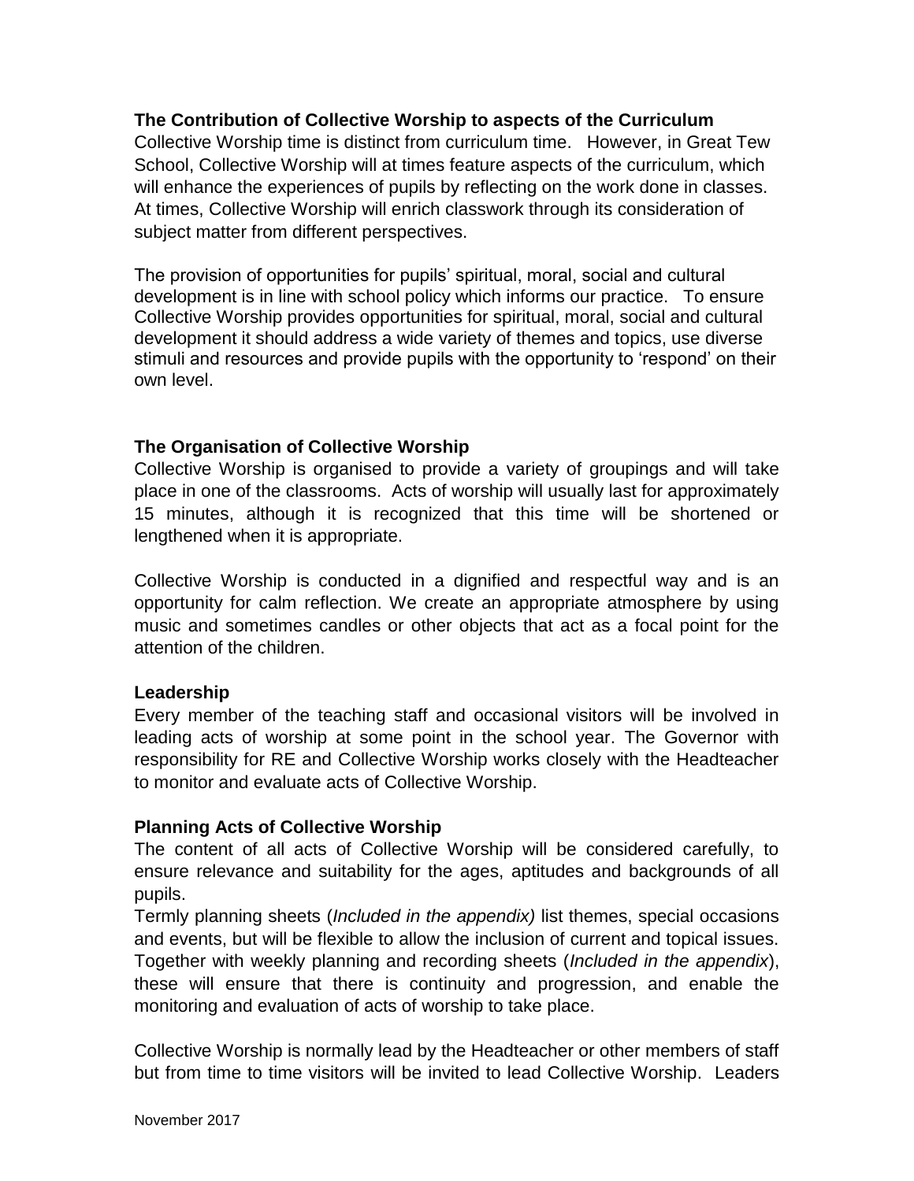**The Contribution of Collective Worship to aspects of the Curriculum**

Collective Worship time is distinct from curriculum time. However, in Great Tew School, Collective Worship will at times feature aspects of the curriculum, which will enhance the experiences of pupils by reflecting on the work done in classes. At times, Collective Worship will enrich classwork through its consideration of subject matter from different perspectives.

The provision of opportunities for pupils' spiritual, moral, social and cultural development is in line with school policy which informs our practice. To ensure Collective Worship provides opportunities for spiritual, moral, social and cultural development it should address a wide variety of themes and topics, use diverse stimuli and resources and provide pupils with the opportunity to 'respond' on their own level.

**The Organisation of Collective Worship**

Collective Worship is organised to provide a variety of groupings and will take place in one of the classrooms. Acts of worship will usually last for approximately 15 minutes, although it is recognized that this time will be shortened or lengthened when it is appropriate.

Collective Worship is conducted in a dignified and respectful way and is an opportunity for calm reflection. We create an appropriate atmosphere by using music and sometimes candles or other objects that act as a focal point for the attention of the children.

**Leadership**

Every member of the teaching staff and occasional visitors will be involved in leading acts of worship at some point in the school year. The Governor with responsibility for RE and Collective Worship works closely with the Headteacher to monitor and evaluate acts of Collective Worship.

**Planning Acts of Collective Worship**

The content of all acts of Collective Worship will be considered carefully, to ensure relevance and suitability for the ages, aptitudes and backgrounds of all pupils.

Termly planning sheets (*Included in the appendix)* list themes, special occasions and events, but will be flexible to allow the inclusion of current and topical issues. Together with weekly planning and recording sheets (*Included in the appendix*), these will ensure that there is continuity and progression, and enable the monitoring and evaluation of acts of worship to take place.

Collective Worship is normally lead by the Headteacher or other members of staff but from time to time visitors will be invited to lead Collective Worship. Leaders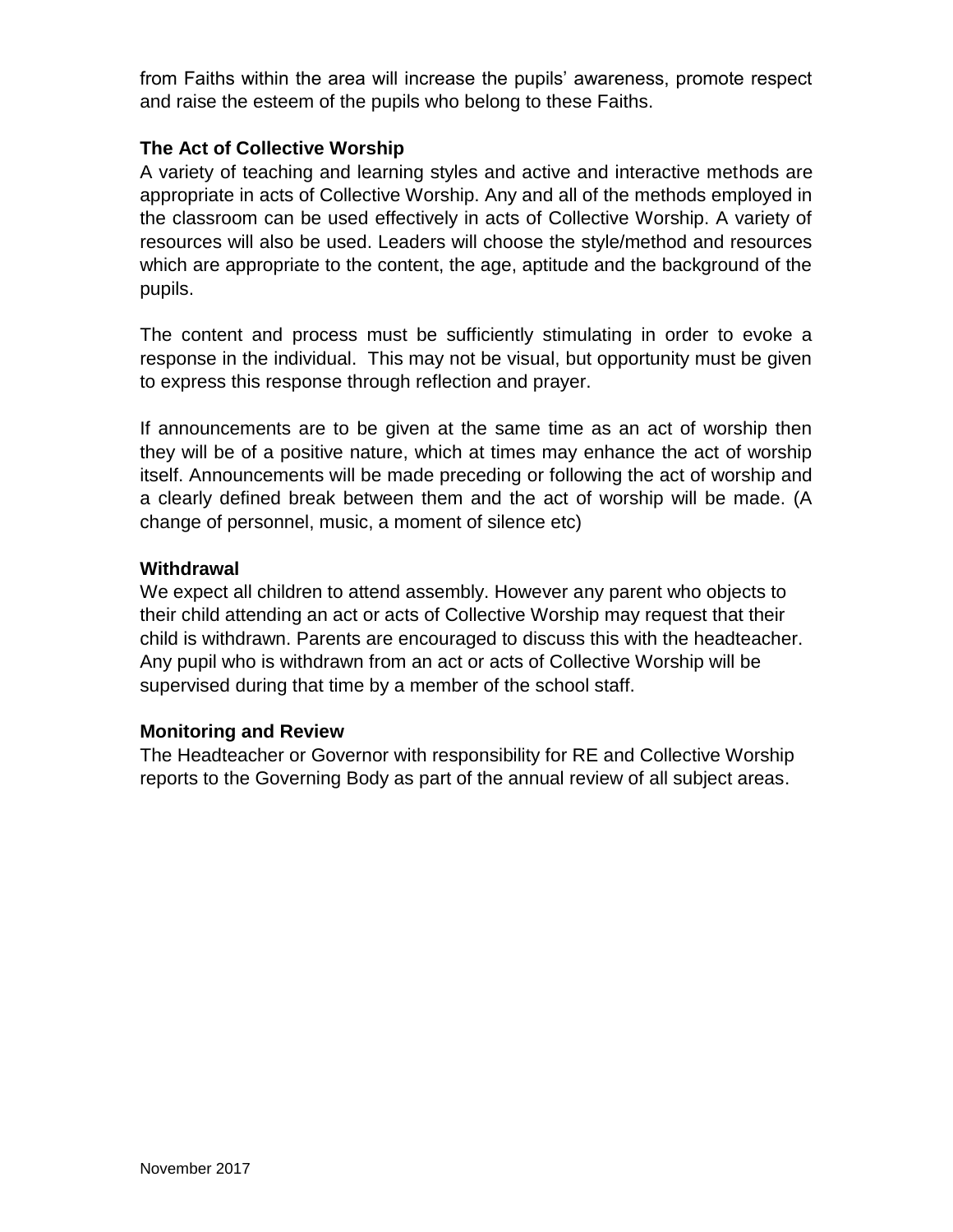from Faiths within the area will increase the pupils' awareness, promote respect and raise the esteem of the pupils who belong to these Faiths.

### The Act of Collective Worship

A variety of teaching and learning styles and active and interactive methods are appropriate in acts of Collective Worship. Any and all of the methods employed in the classroom can be used effectively in acts of Collective Worship. A variety of resources will also be used. Leaders will choose the style/method and resources which are appropriate to the content, the age, aptitude and the background of the pupils.

The content and process must be sufficiently stimulating in order to evoke a response in the individual. This may not be visual, but opportunity must be given to express this response through reflection and prayer.

If announcements are to be given at the same time as an act of worship then they will be of a positive nature, which at times may enhance the act of worship itself. Announcements will be made preceding or following the act of worship and a clearly defined break between them and the act of worship will be made. (A change of personnel, music, a moment of silence etc)

### Withdrawal

We expect all children to attend assembly. However any parent who objects to their child attending an act or acts of Collective Worship may request that their child is withdrawn. Parents are encouraged to discuss this with the headteacher. Any pupil who is withdrawn from an act or acts of Collective Worship will be supervised during that time by a member of the school staff.

### Monitoring and Review

The Headteacher or Governor with responsibility for RE and Collective Worship reports to the Governing Body as part of the annual review of all subject areas.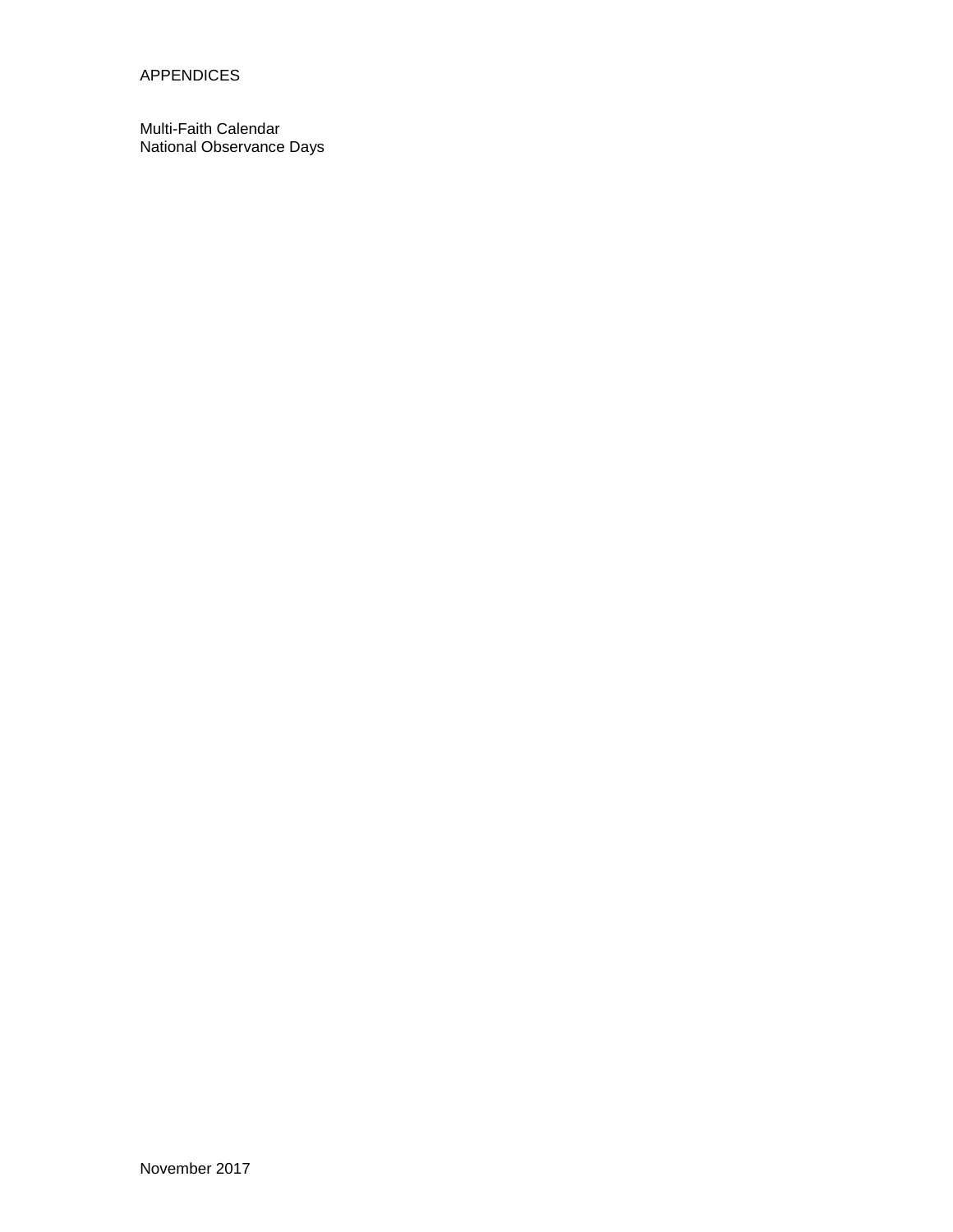APPENDICES

Multi-Faith Calendar
National Observance Days

November 2017